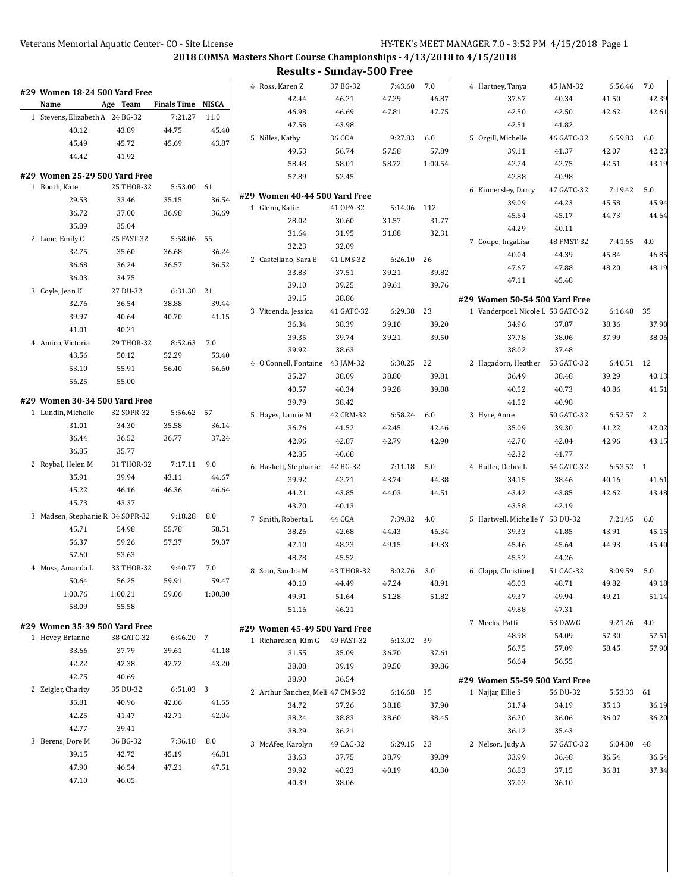**2018 COMSA Masters Short Course Championships - 4/13/2018 to 4/15/2018**

## Results - Sunday-500 Free

### #29 Women 18-24 500 Yard Free

| Name | Age | Team | Finals Time | NISCA |
|---|---|---|---|---|
| 1 Stevens, Elizabeth A | 24 | BG-32 | 7:21.27 | 11.0 |
| 40.12 | 43.89 | 44.75 | 45.40 | |
| 45.49 | 45.72 | 45.69 | 43.87 | |
| 44.42 | 41.92 | | | |

### #29 Women 25-29 500 Yard Free

| Name | Age | Team | Finals Time | NISCA |
|---|---|---|---|---|
| 1 Booth, Kate | 25 | THOR-32 | 5:53.00 | 61 |
| 29.53 | 33.46 | 35.15 | 36.54 | |
| 36.72 | 37.00 | 36.98 | 36.69 | |
| 35.89 | 35.04 | | | |
| 2 Lane, Emily C | 25 | FAST-32 | 5:58.06 | 55 |
| 32.75 | 35.60 | 36.68 | 36.24 | |
| 36.68 | 36.24 | 36.57 | 36.52 | |
| 36.03 | 34.75 | | | |
| 3 Coyle, Jean K | 27 | DU-32 | 6:31.30 | 21 |
| 32.76 | 36.54 | 38.88 | 39.44 | |
| 39.97 | 40.64 | 40.70 | 41.15 | |
| 41.01 | 40.21 | | | |
| 4 Amico, Victoria | 29 | THOR-32 | 8:52.63 | 7.0 |
| 43.56 | 50.12 | 52.29 | 53.40 | |
| 53.10 | 55.91 | 56.40 | 56.60 | |
| 56.25 | 55.00 | | | |

### #29 Women 30-34 500 Yard Free

| Name | Age | Team | Finals Time | NISCA |
|---|---|---|---|---|
| 1 Lundin, Michelle | 32 | SOPR-32 | 5:56.62 | 57 |
| 31.01 | 34.30 | 35.58 | 36.14 | |
| 36.44 | 36.52 | 36.77 | 37.24 | |
| 36.85 | 35.77 | | | |
| 2 Roybal, Helen M | 31 | THOR-32 | 7:17.11 | 9.0 |
| 35.91 | 39.94 | 43.11 | 44.67 | |
| 45.22 | 46.16 | 46.36 | 46.64 | |
| 45.73 | 43.37 | | | |
| 3 Madsen, Stephanie R | 34 | SOPR-32 | 9:18.28 | 8.0 |
| 45.71 | 54.98 | 55.78 | 58.51 | |
| 56.37 | 59.26 | 57.37 | 59.07 | |
| 57.60 | 53.63 | | | |
| 4 Moss, Amanda L | 33 | THOR-32 | 9:40.77 | 7.0 |
| 50.64 | 56.25 | 59.91 | 59.47 | |
| 1:00.76 | 1:00.21 | 59.06 | 1:00.80 | |
| 58.09 | 55.58 | | | |

### #29 Women 35-39 500 Yard Free

| Name | Age | Team | Finals Time | NISCA |
|---|---|---|---|---|
| 1 Hovey, Brianne | 38 | GATC-32 | 6:46.20 | 7 |
| 33.66 | 37.79 | 39.61 | 41.18 | |
| 42.22 | 42.38 | 42.72 | 43.20 | |
| 42.75 | 40.69 | | | |
| 2 Zeigler, Charity | 35 | DU-32 | 6:51.03 | 3 |
| 35.81 | 40.96 | 42.06 | 41.55 | |
| 42.25 | 41.47 | 42.71 | 42.04 | |
| 42.77 | 39.41 | | | |
| 3 Berens, Dore M | 36 | BG-32 | 7:36.18 | 8.0 |
| 39.15 | 42.72 | 45.19 | 46.81 | |
| 47.90 | 46.54 | 47.21 | 47.51 | |
| 47.10 | 46.05 | | | |
| 4 Ross, Karen Z | 37 | BG-32 | 7:43.60 | 7.0 |
| 42.44 | 46.21 | 47.29 | 46.87 | |
| 46.98 | 46.69 | 47.81 | 47.75 | |
| 47.58 | 43.98 | | | |
| 5 Nilles, Kathy | 36 | CCA | 9:27.83 | 6.0 |
| 49.53 | 56.74 | 57.58 | 57.89 | |
| 58.48 | 58.01 | 58.72 | 1:00.54 | |
| 57.89 | 52.45 | | | |

### #29 Women 40-44 500 Yard Free

| Name | Age | Team | Finals Time | NISCA |
|---|---|---|---|---|
| 1 Glenn, Katie | 41 | OPA-32 | 5:14.06 | 112 |
| 28.02 | 30.60 | 31.57 | 31.77 | |
| 31.64 | 31.95 | 31.88 | 32.31 | |
| 32.23 | 32.09 | | | |
| 2 Castellano, Sara E | 41 | LMS-32 | 6:26.10 | 26 |
| 33.83 | 37.51 | 39.21 | 39.82 | |
| 39.10 | 39.25 | 39.61 | 39.76 | |
| 39.15 | 38.86 | | | |
| 3 Vitcenda, Jessica | 41 | GATC-32 | 6:29.38 | 23 |
| 36.34 | 38.39 | 39.10 | 39.20 | |
| 39.35 | 39.74 | 39.21 | 39.50 | |
| 39.92 | 38.63 | | | |
| 4 O'Connell, Fontaine | 43 | JAM-32 | 6:30.25 | 22 |
| 35.27 | 38.09 | 38.80 | 39.81 | |
| 40.57 | 40.34 | 39.28 | 39.88 | |
| 39.79 | 38.42 | | | |
| 5 Hayes, Laurie M | 42 | CRM-32 | 6:58.24 | 6.0 |
| 36.76 | 41.52 | 42.45 | 42.46 | |
| 42.96 | 42.87 | 42.79 | 42.90 | |
| 42.85 | 40.68 | | | |
| 6 Haskett, Stephanie | 42 | BG-32 | 7:11.18 | 5.0 |
| 39.92 | 42.71 | 43.74 | 44.38 | |
| 44.21 | 43.85 | 44.03 | 44.51 | |
| 43.70 | 40.13 | | | |
| 7 Smith, Roberta L | 44 | CCA | 7:39.82 | 4.0 |
| 38.26 | 42.68 | 44.43 | 46.34 | |
| 47.10 | 48.23 | 49.15 | 49.33 | |
| 48.78 | 45.52 | | | |
| 8 Soto, Sandra M | 43 | THOR-32 | 8:02.76 | 3.0 |
| 40.10 | 44.49 | 47.24 | 48.91 | |
| 49.91 | 51.64 | 51.28 | 51.82 | |
| 51.16 | 46.21 | | | |

### #29 Women 45-49 500 Yard Free

| Name | Age | Team | Finals Time | NISCA |
|---|---|---|---|---|
| 1 Richardson, Kim G | 49 | FAST-32 | 6:13.02 | 39 |
| 31.55 | 35.09 | 36.70 | 37.61 | |
| 38.08 | 39.19 | 39.50 | 39.86 | |
| 38.90 | 36.54 | | | |
| 2 Arthur Sanchez, Meli | 47 | CMS-32 | 6:16.68 | 35 |
| 34.72 | 37.26 | 38.18 | 37.90 | |
| 38.24 | 38.83 | 38.60 | 38.45 | |
| 38.29 | 36.21 | | | |
| 3 McAfee, Karolyn | 49 | CAC-32 | 6:29.15 | 23 |
| 33.63 | 37.75 | 38.79 | 39.89 | |
| 39.92 | 40.23 | 40.19 | 40.30 | |
| 40.39 | 38.06 | | | |
| 4 Hartney, Tanya | 45 | JAM-32 | 6:56.46 | 7.0 |
| 37.67 | 40.34 | 41.50 | 42.39 | |
| 42.50 | 42.50 | 42.62 | 42.61 | |
| 42.51 | 41.82 | | | |
| 5 Orgill, Michelle | 46 | GATC-32 | 6:59.83 | 6.0 |
| 39.11 | 41.37 | 42.07 | 42.23 | |
| 42.74 | 42.75 | 42.51 | 43.19 | |
| 42.88 | 40.98 | | | |
| 6 Kinnersley, Darcy | 47 | GATC-32 | 7:19.42 | 5.0 |
| 39.09 | 44.23 | 45.58 | 45.94 | |
| 45.64 | 45.17 | 44.73 | 44.64 | |
| 44.29 | 40.11 | | | |
| 7 Coupe, IngaLisa | 48 | FMST-32 | 7:41.65 | 4.0 |
| 40.04 | 44.39 | 45.84 | 46.85 | |
| 47.67 | 47.88 | 48.20 | 48.19 | |
| 47.11 | 45.48 | | | |

### #29 Women 50-54 500 Yard Free

| Name | Age | Team | Finals Time | NISCA |
|---|---|---|---|---|
| 1 Vanderpoel, Nicole L | 53 | GATC-32 | 6:16.48 | 35 |
| 34.96 | 37.87 | 38.36 | 37.90 | |
| 37.78 | 38.06 | 37.99 | 38.06 | |
| 38.02 | 37.48 | | | |
| 2 Hagadorn, Heather | 53 | GATC-32 | 6:40.51 | 12 |
| 36.49 | 38.48 | 39.29 | 40.13 | |
| 40.52 | 40.73 | 40.86 | 41.51 | |
| 41.52 | 40.98 | | | |
| 3 Hyre, Anne | 50 | GATC-32 | 6:52.57 | 2 |
| 35.09 | 39.30 | 41.22 | 42.02 | |
| 42.70 | 42.04 | 42.96 | 43.15 | |
| 42.32 | 41.77 | | | |
| 4 Butler, Debra L | 54 | GATC-32 | 6:53.52 | 1 |
| 34.15 | 38.46 | 40.16 | 41.61 | |
| 43.42 | 43.85 | 42.62 | 43.48 | |
| 43.58 | 42.19 | | | |
| 5 Hartwell, Michelle Y | 53 | DU-32 | 7:21.45 | 6.0 |
| 39.33 | 41.85 | 43.91 | 45.15 | |
| 45.46 | 45.64 | 44.93 | 45.40 | |
| 45.52 | 44.26 | | | |
| 6 Clapp, Christine J | 51 | CAC-32 | 8:09.59 | 5.0 |
| 45.03 | 48.71 | 49.82 | 49.18 | |
| 49.37 | 49.94 | 49.21 | 51.14 | |
| 49.88 | 47.31 | | | |
| 7 Meeks, Patti | 53 | DAWG | 9:21.26 | 4.0 |
| 48.98 | 54.09 | 57.30 | 57.51 | |
| 56.75 | 57.09 | 58.45 | 57.90 | |
| 56.64 | 56.55 | | | |

### #29 Women 55-59 500 Yard Free

| Name | Age | Team | Finals Time | NISCA |
|---|---|---|---|---|
| 1 Najjar, Ellie S | 56 | DU-32 | 5:53.33 | 61 |
| 31.74 | 34.19 | 35.13 | 36.19 | |
| 36.20 | 36.06 | 36.07 | 36.20 | |
| 36.12 | 35.43 | | | |
| 2 Nelson, Judy A | 57 | GATC-32 | 6:04.80 | 48 |
| 33.99 | 36.48 | 36.54 | 36.54 | |
| 36.83 | 37.15 | 36.81 | 37.34 | |
| 37.02 | 36.10 | | | |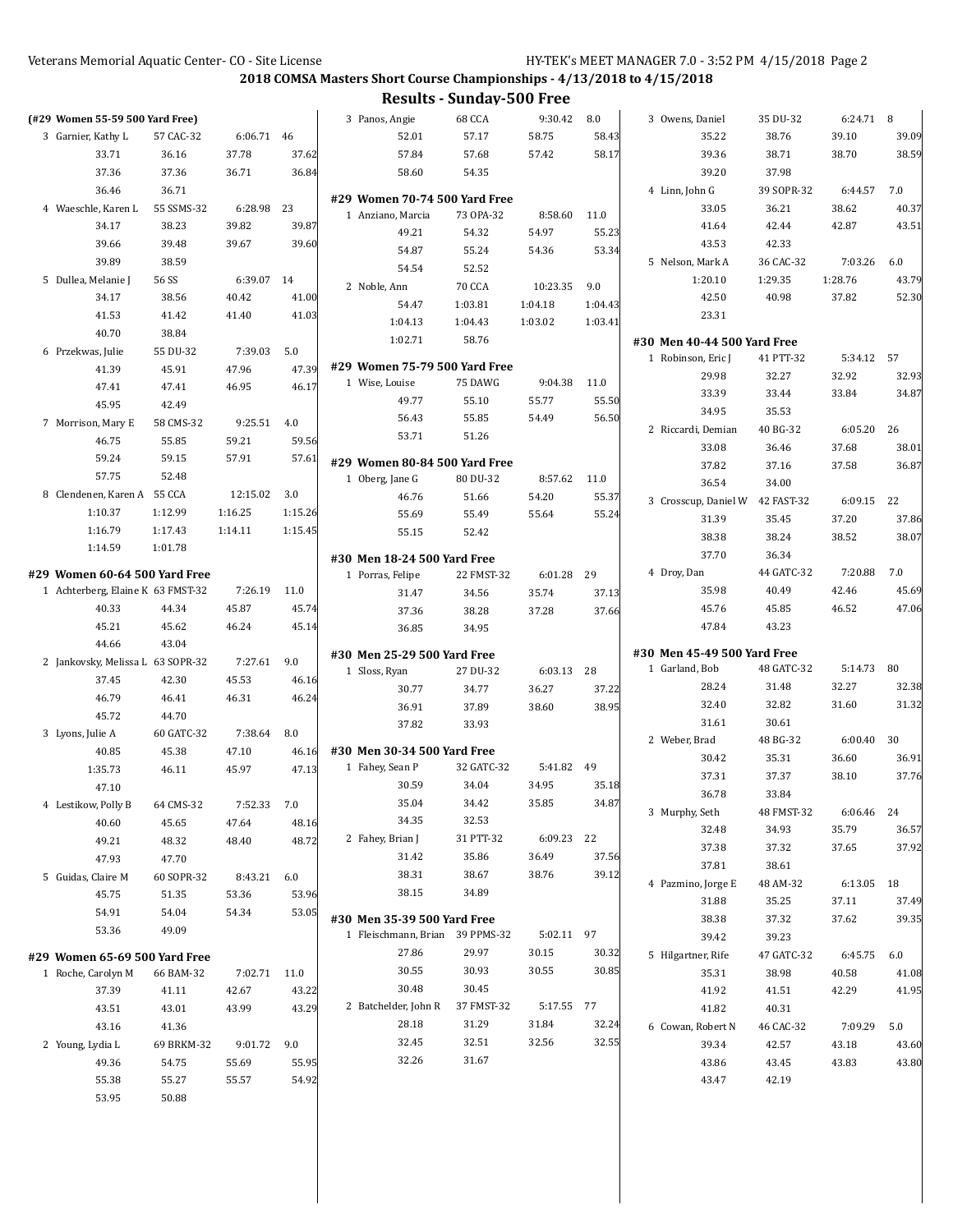## 2018 COMSA Masters Short Course Championships - 4/13/2018 to 4/15/2018

## Results - Sunday-500 Free

### (#29 Women 55-59 500 Yard Free)

| Place | Name | Age Team | Finals Time | Points |
|---|---|---|---|---|
| 3 | Garnier, Kathy L | 57 CAC-32 | 6:06.71 | 46 |
| | 33.71 | 36.16 | 37.78 | 37.62 |
| | 37.36 | 37.36 | 36.71 | 36.84 |
| | 36.46 | 36.71 | | |
| 4 | Waeschle, Karen L | 55 SSMS-32 | 6:28.98 | 23 |
| | 34.17 | 38.23 | 39.82 | 39.87 |
| | 39.66 | 39.48 | 39.67 | 39.60 |
| | 39.89 | 38.59 | | |
| 5 | Dullea, Melanie J | 56 SS | 6:39.07 | 14 |
| | 34.17 | 38.56 | 40.42 | 41.00 |
| | 41.53 | 41.42 | 41.40 | 41.03 |
| | 40.70 | 38.84 | | |
| 6 | Przekwas, Julie | 55 DU-32 | 7:39.03 | 5.0 |
| | 41.39 | 45.91 | 47.96 | 47.39 |
| | 47.41 | 47.41 | 46.95 | 46.17 |
| | 45.95 | 42.49 | | |
| 7 | Morrison, Mary E | 58 CMS-32 | 9:25.51 | 4.0 |
| | 46.75 | 55.85 | 59.21 | 59.56 |
| | 59.24 | 59.15 | 57.91 | 57.61 |
| | 57.75 | 52.48 | | |
| 8 | Clendenen, Karen A | 55 CCA | 12:15.02 | 3.0 |
| | 1:10.37 | 1:12.99 | 1:16.25 | 1:15.26 |
| | 1:16.79 | 1:17.43 | 1:14.11 | 1:15.45 |
| | 1:14.59 | 1:01.78 | | |

### #29 Women 60-64 500 Yard Free

| Place | Name | Age Team | Finals Time | Points |
|---|---|---|---|---|
| 1 | Achterberg, Elaine K | 63 FMST-32 | 7:26.19 | 11.0 |
| | 40.33 | 44.34 | 45.87 | 45.74 |
| | 45.21 | 45.62 | 46.24 | 45.14 |
| | 44.66 | 43.04 | | |
| 2 | Jankovsky, Melissa L | 63 SOPR-32 | 7:27.61 | 9.0 |
| | 37.45 | 42.30 | 45.53 | 46.16 |
| | 46.79 | 46.41 | 46.31 | 46.24 |
| | 45.72 | 44.70 | | |
| 3 | Lyons, Julie A | 60 GATC-32 | 7:38.64 | 8.0 |
| | 40.85 | 45.38 | 47.10 | 46.16 |
| | 1:35.73 | 46.11 | 45.97 | 47.13 |
| | 47.10 | | | |
| 4 | Lestikow, Polly B | 64 CMS-32 | 7:52.33 | 7.0 |
| | 40.60 | 45.65 | 47.64 | 48.16 |
| | 49.21 | 48.32 | 48.40 | 48.72 |
| | 47.93 | 47.70 | | |
| 5 | Guidas, Claire M | 60 SOPR-32 | 8:43.21 | 6.0 |
| | 45.75 | 51.35 | 53.36 | 53.96 |
| | 54.91 | 54.04 | 54.34 | 53.05 |
| | 53.36 | 49.09 | | |

### #29 Women 65-69 500 Yard Free

| Place | Name | Age Team | Finals Time | Points |
|---|---|---|---|---|
| 1 | Roche, Carolyn M | 66 BAM-32 | 7:02.71 | 11.0 |
| | 37.39 | 41.11 | 42.67 | 43.22 |
| | 43.51 | 43.01 | 43.99 | 43.29 |
| | 43.16 | 41.36 | | |
| 2 | Young, Lydia L | 69 BRKM-32 | 9:01.72 | 9.0 |
| | 49.36 | 54.75 | 55.69 | 55.95 |
| | 55.38 | 55.27 | 55.57 | 54.92 |
| | 53.95 | 50.88 | | |
| 3 | Panos, Angie | 68 CCA | 9:30.42 | 8.0 |
| | 52.01 | 57.17 | 58.75 | 58.43 |
| | 57.84 | 57.68 | 57.42 | 58.17 |
| | 58.60 | 54.35 | | |

### #29 Women 70-74 500 Yard Free

| Place | Name | Age Team | Finals Time | Points |
|---|---|---|---|---|
| 1 | Anziano, Marcia | 73 OPA-32 | 8:58.60 | 11.0 |
| | 49.21 | 54.32 | 54.97 | 55.23 |
| | 54.87 | 55.24 | 54.36 | 53.34 |
| | 54.54 | 52.52 | | |
| 2 | Noble, Ann | 70 CCA | 10:23.35 | 9.0 |
| | 54.47 | 1:03.81 | 1:04.18 | 1:04.43 |
| | 1:04.13 | 1:04.43 | 1:03.02 | 1:03.41 |
| | 1:02.71 | 58.76 | | |

### #29 Women 75-79 500 Yard Free

| Place | Name | Age Team | Finals Time | Points |
|---|---|---|---|---|
| 1 | Wise, Louise | 75 DAWG | 9:04.38 | 11.0 |
| | 49.77 | 55.10 | 55.77 | 55.50 |
| | 56.43 | 55.85 | 54.49 | 56.50 |
| | 53.71 | 51.26 | | |

### #29 Women 80-84 500 Yard Free

| Place | Name | Age Team | Finals Time | Points |
|---|---|---|---|---|
| 1 | Oberg, Jane G | 80 DU-32 | 8:57.62 | 11.0 |
| | 46.76 | 51.66 | 54.20 | 55.37 |
| | 55.69 | 55.49 | 55.64 | 55.24 |
| | 55.15 | 52.42 | | |

### #30 Men 18-24 500 Yard Free

| Place | Name | Age Team | Finals Time | Points |
|---|---|---|---|---|
| 1 | Porras, Felipe | 22 FMST-32 | 6:01.28 | 29 |
| | 31.47 | 34.56 | 35.74 | 37.13 |
| | 37.36 | 38.28 | 37.28 | 37.66 |
| | 36.85 | 34.95 | | |

### #30 Men 25-29 500 Yard Free

| Place | Name | Age Team | Finals Time | Points |
|---|---|---|---|---|
| 1 | Sloss, Ryan | 27 DU-32 | 6:03.13 | 28 |
| | 30.77 | 34.77 | 36.27 | 37.22 |
| | 36.91 | 37.89 | 38.60 | 38.95 |
| | 37.82 | 33.93 | | |

### #30 Men 30-34 500 Yard Free

| Place | Name | Age Team | Finals Time | Points |
|---|---|---|---|---|
| 1 | Fahey, Sean P | 32 GATC-32 | 5:41.82 | 49 |
| | 30.59 | 34.04 | 34.95 | 35.18 |
| | 35.04 | 34.42 | 35.85 | 34.87 |
| | 34.35 | 32.53 | | |
| 2 | Fahey, Brian J | 31 PTT-32 | 6:09.23 | 22 |
| | 31.42 | 35.86 | 36.49 | 37.56 |
| | 38.31 | 38.67 | 38.76 | 39.12 |
| | 38.15 | 34.89 | | |

### #30 Men 35-39 500 Yard Free

| Place | Name | Age Team | Finals Time | Points |
|---|---|---|---|---|
| 1 | Fleischmann, Brian | 39 PPMS-32 | 5:02.11 | 97 |
| | 27.86 | 29.97 | 30.15 | 30.32 |
| | 30.55 | 30.93 | 30.55 | 30.85 |
| | 30.48 | 30.45 | | |
| 2 | Batchelder, John R | 37 FMST-32 | 5:17.55 | 77 |
| | 28.18 | 31.29 | 31.84 | 32.24 |
| | 32.45 | 32.51 | 32.56 | 32.55 |
| | 32.26 | 31.67 | | |
| 3 | Owens, Daniel | 35 DU-32 | 6:24.71 | 8 |
| | 35.22 | 38.76 | 39.10 | 39.09 |
| | 39.36 | 38.71 | 38.70 | 38.59 |
| | 39.20 | 37.98 | | |
| 4 | Linn, John G | 39 SOPR-32 | 6:44.57 | 7.0 |
| | 33.05 | 36.21 | 38.62 | 40.37 |
| | 41.64 | 42.44 | 42.87 | 43.51 |
| | 43.53 | 42.33 | | |
| 5 | Nelson, Mark A | 36 CAC-32 | 7:03.26 | 6.0 |
| | 1:20.10 | 1:29.35 | 1:28.76 | 43.79 |
| | 42.50 | 40.98 | 37.82 | 52.30 |
| | 23.31 | | | |

### #30 Men 40-44 500 Yard Free

| Place | Name | Age Team | Finals Time | Points |
|---|---|---|---|---|
| 1 | Robinson, Eric J | 41 PTT-32 | 5:34.12 | 57 |
| | 29.98 | 32.27 | 32.92 | 32.93 |
| | 33.39 | 33.44 | 33.84 | 34.87 |
| | 34.95 | 35.53 | | |
| 2 | Riccardi, Demian | 40 BG-32 | 6:05.20 | 26 |
| | 33.08 | 36.46 | 37.68 | 38.01 |
| | 37.82 | 37.16 | 37.58 | 36.87 |
| | 36.54 | 34.00 | | |
| 3 | Crosscup, Daniel W | 42 FAST-32 | 6:09.15 | 22 |
| | 31.39 | 35.45 | 37.20 | 37.86 |
| | 38.38 | 38.24 | 38.52 | 38.07 |
| | 37.70 | 36.34 | | |
| 4 | Droy, Dan | 44 GATC-32 | 7:20.88 | 7.0 |
| | 35.98 | 40.49 | 42.46 | 45.69 |
| | 45.76 | 45.85 | 46.52 | 47.06 |
| | 47.84 | 43.23 | | |

### #30 Men 45-49 500 Yard Free

| Place | Name | Age Team | Finals Time | Points |
|---|---|---|---|---|
| 1 | Garland, Bob | 48 GATC-32 | 5:14.73 | 80 |
| | 28.24 | 31.48 | 32.27 | 32.38 |
| | 32.40 | 32.82 | 31.60 | 31.32 |
| | 31.61 | 30.61 | | |
| 2 | Weber, Brad | 48 BG-32 | 6:00.40 | 30 |
| | 30.42 | 35.31 | 36.60 | 36.91 |
| | 37.31 | 37.37 | 38.10 | 37.76 |
| | 36.78 | 33.84 | | |
| 3 | Murphy, Seth | 48 FMST-32 | 6:06.46 | 24 |
| | 32.48 | 34.93 | 35.79 | 36.57 |
| | 37.38 | 37.32 | 37.65 | 37.92 |
| | 37.81 | 38.61 | | |
| 4 | Pazmino, Jorge E | 48 AM-32 | 6:13.05 | 18 |
| | 31.88 | 35.25 | 37.11 | 37.49 |
| | 38.38 | 37.32 | 37.62 | 39.35 |
| | 39.42 | 39.23 | | |
| 5 | Hilgartner, Rife | 47 GATC-32 | 6:45.75 | 6.0 |
| | 35.31 | 38.98 | 40.58 | 41.08 |
| | 41.92 | 41.51 | 42.29 | 41.95 |
| | 41.82 | 40.31 | | |
| 6 | Cowan, Robert N | 46 CAC-32 | 7:09.29 | 5.0 |
| | 39.34 | 42.57 | 43.18 | 43.60 |
| | 43.86 | 43.45 | 43.83 | 43.80 |
| | 43.47 | 42.19 | | |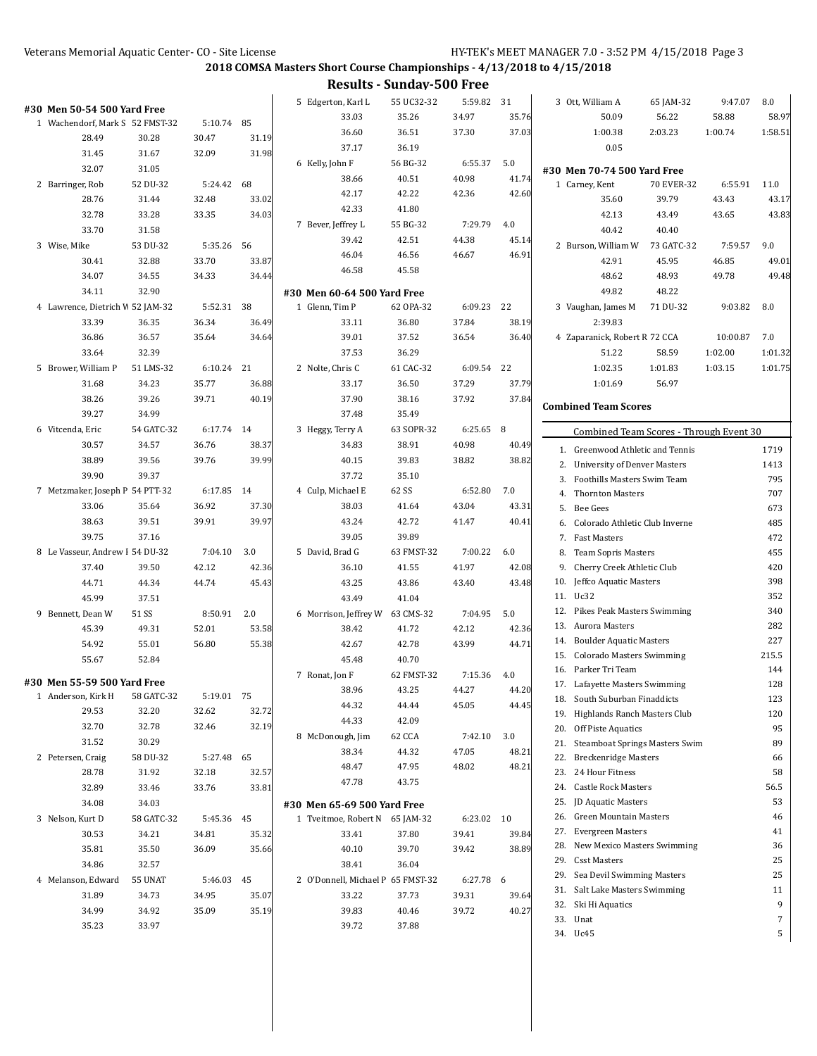## 2018 COMSA Masters Short Course Championships - 4/13/2018 to 4/15/2018

### Results - Sunday-500 Free

#### #30 Men 50-54 500 Yard Free

1 Wachendorf, Mark S 52 FMST-32 5:10.74 85
28.49 30.28 30.47 31.19
31.45 31.67 32.09 31.98
32.07 31.05

2 Barringer, Rob 52 DU-32 5:24.42 68
28.76 31.44 32.48 33.02
32.78 33.28 33.35 34.03
33.70 31.58

3 Wise, Mike 53 DU-32 5:35.26 56
30.41 32.88 33.70 33.87
34.07 34.55 34.33 34.44
34.11 32.90

4 Lawrence, Dietrich W 52 JAM-32 5:52.31 38
33.39 36.35 36.34 36.49
36.86 36.57 35.64 34.64
33.64 32.39

5 Brower, William P 51 LMS-32 6:10.24 21
31.68 34.23 35.77 36.88
38.26 39.26 39.71 40.19
39.27 34.99

6 Vitcenda, Eric 54 GATC-32 6:17.74 14
30.57 34.57 36.76 38.37
38.89 39.56 39.76 39.99
39.90 39.37

7 Metzmaker, Joseph P 54 PTT-32 6:17.85 14
33.06 35.64 36.92 37.30
38.63 39.51 39.91 39.97
39.75 37.16

8 Le Vasseur, Andrew I 54 DU-32 7:04.10 3.0
37.40 39.50 42.12 42.36
44.71 44.34 44.74 45.43
45.99 37.51

9 Bennett, Dean W 51 SS 8:50.91 2.0
45.39 49.31 52.01 53.58
54.92 55.01 56.80 55.38
55.67 52.84

#### #30 Men 55-59 500 Yard Free

1 Anderson, Kirk H 58 GATC-32 5:19.01 75
29.53 32.20 32.62 32.72
32.70 32.78 32.46 32.19
31.52 30.29

2 Petersen, Craig 58 DU-32 5:27.48 65
28.78 31.92 32.18 32.57
32.89 33.46 33.76 33.81
34.08 34.03

3 Nelson, Kurt D 58 GATC-32 5:45.36 45
30.53 34.21 34.81 35.32
35.81 35.50 36.09 35.66
34.86 32.57

4 Melanson, Edward 55 UNAT 5:46.03 45
31.89 34.73 34.95 35.07
34.99 34.92 35.09 35.19
35.23 33.97

5 Edgerton, Karl L 55 UC32-32 5:59.82 31
33.03 35.26 34.97 35.76
36.60 36.51 37.30 37.03
37.17 36.19

6 Kelly, John F 56 BG-32 6:55.37 5.0
38.66 40.51 40.98 41.74
42.17 42.22 42.36 42.60
42.33 41.80

7 Bever, Jeffrey L 55 BG-32 7:29.79 4.0
39.42 42.51 44.38 45.14
46.04 46.56 46.67 46.91
46.58 45.58

#### #30 Men 60-64 500 Yard Free

1 Glenn, Tim P 62 OPA-32 6:09.23 22
33.11 36.80 37.84 38.19
39.01 37.52 36.54 36.40
37.53 36.29

2 Nolte, Chris C 61 CAC-32 6:09.54 22
33.17 36.50 37.29 37.79
37.90 38.16 37.92 37.84
37.48 35.49

3 Heggy, Terry A 63 SOPR-32 6:25.65 8
34.83 38.91 40.98 40.49
40.15 39.83 38.82 38.82
37.72 35.10

4 Culp, Michael E 62 SS 6:52.80 7.0
38.03 41.64 43.04 43.31
43.24 42.72 41.47 40.41
39.05 39.89

5 David, Brad G 63 FMST-32 7:00.22 6.0
36.10 41.55 41.97 42.08
43.25 43.86 43.40 43.48
43.49 41.04

6 Morrison, Jeffrey W 63 CMS-32 7:04.95 5.0
38.42 41.72 42.12 42.36
42.67 42.78 43.99 44.71
45.48 40.70

7 Ronat, Jon F 62 FMST-32 7:15.36 4.0
38.96 43.25 44.27 44.20
44.32 44.44 45.05 44.45
44.33 42.09

8 McDonough, Jim 62 CCA 7:42.10 3.0
38.34 44.32 47.05 48.21
48.47 47.95 48.02 48.21
47.78 43.75

#### #30 Men 65-69 500 Yard Free

1 Tveitmoe, Robert N 65 JAM-32 6:23.02 10
33.41 37.80 39.41 39.84
40.10 39.70 39.42 38.89
38.41 36.04

2 O'Donnell, Michael P 65 FMST-32 6:27.78 6
33.22 37.73 39.31 39.64
39.83 40.46 39.72 40.27
39.72 37.88

3 Ott, William A 65 JAM-32 9:47.07 8.0
50.09 56.22 58.88 58.97
1:00.38 2:03.23 1:00.74 1:58.51
0.05

#### #30 Men 70-74 500 Yard Free

1 Carney, Kent 70 EVER-32 6:55.91 11.0
35.60 39.79 43.43 43.17
42.13 43.49 43.65 43.83
40.42 40.40

2 Burson, William W 73 GATC-32 7:59.57 9.0
42.91 45.95 46.85 49.01
48.62 48.93 49.78 49.48
49.82 48.22

3 Vaughan, James M 71 DU-32 9:03.82 8.0
2:39.83

4 Zaparanick, Robert R 72 CCA 10:00.87 7.0
51.22 58.59 1:02.00 1:01.32
1:02.35 1:01.83 1:03.15 1:01.75
1:01.69 56.97

### Combined Team Scores

| Combined Team Scores - Through Event 30 | | |
|---|---|---|
| 1. | Greenwood Athletic and Tennis | 1719 |
| 2. | University of Denver Masters | 1413 |
| 3. | Foothills Masters Swim Team | 795 |
| 4. | Thornton Masters | 707 |
| 5. | Bee Gees | 673 |
| 6. | Colorado Athletic Club Inverne | 485 |
| 7. | Fast Masters | 472 |
| 8. | Team Sopris Masters | 455 |
| 9. | Cherry Creek Athletic Club | 420 |
| 10. | Jeffco Aquatic Masters | 398 |
| 11. | Uc32 | 352 |
| 12. | Pikes Peak Masters Swimming | 340 |
| 13. | Aurora Masters | 282 |
| 14. | Boulder Aquatic Masters | 227 |
| 15. | Colorado Masters Swimming | 215.5 |
| 16. | Parker Tri Team | 144 |
| 17. | Lafayette Masters Swimming | 128 |
| 18. | South Suburban Finaddicts | 123 |
| 19. | Highlands Ranch Masters Club | 120 |
| 20. | Off Piste Aquatics | 95 |
| 21. | Steamboat Springs Masters Swim | 89 |
| 22. | Breckenridge Masters | 66 |
| 23. | 24 Hour Fitness | 58 |
| 24. | Castle Rock Masters | 56.5 |
| 25. | JD Aquatic Masters | 53 |
| 26. | Green Mountain Masters | 46 |
| 27. | Evergreen Masters | 41 |
| 28. | New Mexico Masters Swimming | 36 |
| 29. | Csst Masters | 25 |
| 29. | Sea Devil Swimming Masters | 25 |
| 31. | Salt Lake Masters Swimming | 11 |
| 32. | Ski Hi Aquatics | 9 |
| 33. | Unat | 7 |
| 34. | Uc45 | 5 |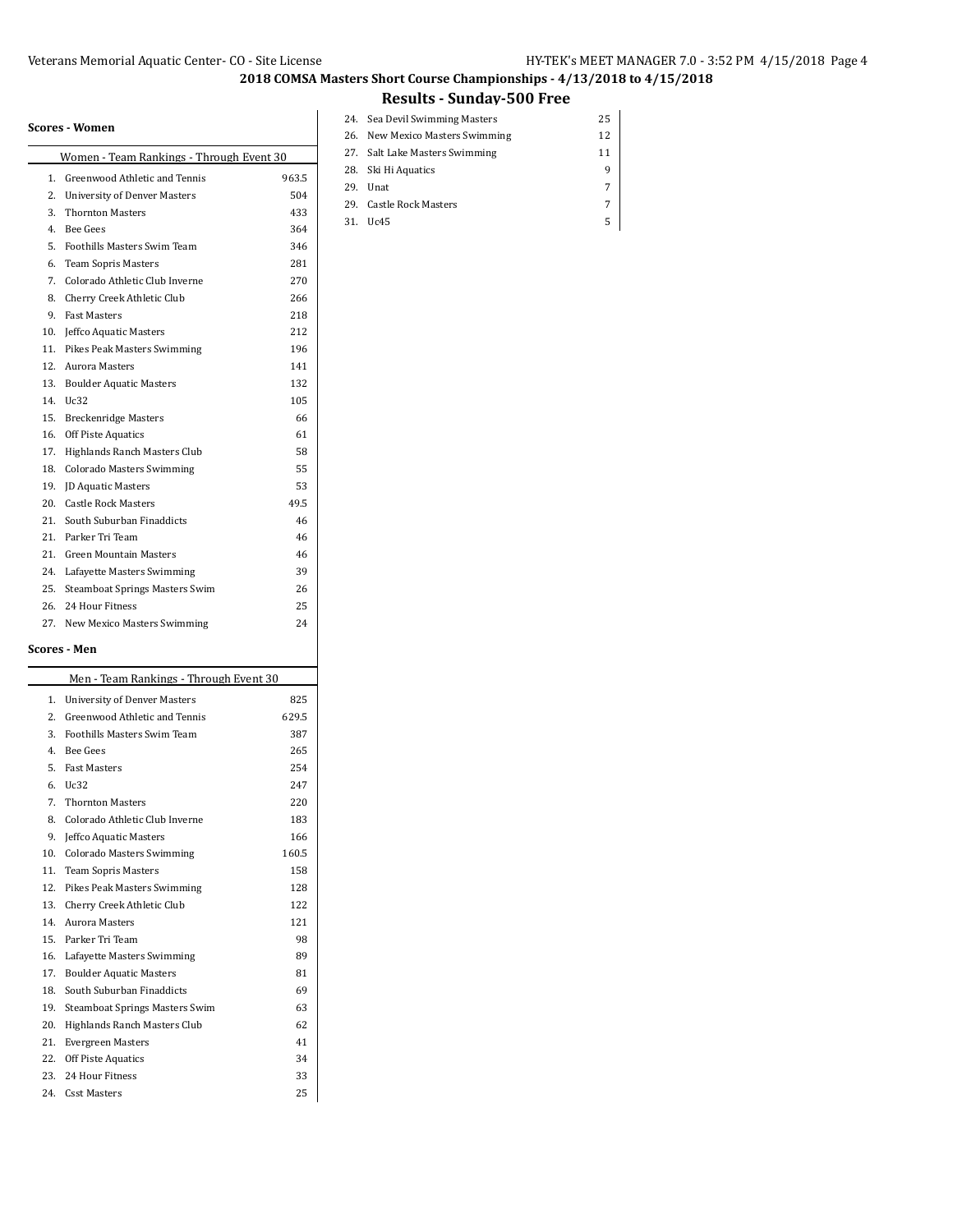# 2018 COMSA Masters Short Course Championships - 4/13/2018 to 4/15/2018

## Results - Sunday-500 Free

### Scores - Women

Women - Team Rankings - Through Event 30

| | | |
|---|---|---|
| 1. | Greenwood Athletic and Tennis | 963.5 |
| 2. | University of Denver Masters | 504 |
| 3. | Thornton Masters | 433 |
| 4. | Bee Gees | 364 |
| 5. | Foothills Masters Swim Team | 346 |
| 6. | Team Sopris Masters | 281 |
| 7. | Colorado Athletic Club Inverne | 270 |
| 8. | Cherry Creek Athletic Club | 266 |
| 9. | Fast Masters | 218 |
| 10. | Jeffco Aquatic Masters | 212 |
| 11. | Pikes Peak Masters Swimming | 196 |
| 12. | Aurora Masters | 141 |
| 13. | Boulder Aquatic Masters | 132 |
| 14. | Uc32 | 105 |
| 15. | Breckenridge Masters | 66 |
| 16. | Off Piste Aquatics | 61 |
| 17. | Highlands Ranch Masters Club | 58 |
| 18. | Colorado Masters Swimming | 55 |
| 19. | JD Aquatic Masters | 53 |
| 20. | Castle Rock Masters | 49.5 |
| 21. | South Suburban Finaddicts | 46 |
| 21. | Parker Tri Team | 46 |
| 21. | Green Mountain Masters | 46 |
| 24. | Lafayette Masters Swimming | 39 |
| 25. | Steamboat Springs Masters Swim | 26 |
| 26. | 24 Hour Fitness | 25 |
| 27. | New Mexico Masters Swimming | 24 |

### Scores - Men

Men - Team Rankings - Through Event 30

| | | |
|---|---|---|
| 1. | University of Denver Masters | 825 |
| 2. | Greenwood Athletic and Tennis | 629.5 |
| 3. | Foothills Masters Swim Team | 387 |
| 4. | Bee Gees | 265 |
| 5. | Fast Masters | 254 |
| 6. | Uc32 | 247 |
| 7. | Thornton Masters | 220 |
| 8. | Colorado Athletic Club Inverne | 183 |
| 9. | Jeffco Aquatic Masters | 166 |
| 10. | Colorado Masters Swimming | 160.5 |
| 11. | Team Sopris Masters | 158 |
| 12. | Pikes Peak Masters Swimming | 128 |
| 13. | Cherry Creek Athletic Club | 122 |
| 14. | Aurora Masters | 121 |
| 15. | Parker Tri Team | 98 |
| 16. | Lafayette Masters Swimming | 89 |
| 17. | Boulder Aquatic Masters | 81 |
| 18. | South Suburban Finaddicts | 69 |
| 19. | Steamboat Springs Masters Swim | 63 |
| 20. | Highlands Ranch Masters Club | 62 |
| 21. | Evergreen Masters | 41 |
| 22. | Off Piste Aquatics | 34 |
| 23. | 24 Hour Fitness | 33 |
| 24. | Csst Masters | 25 |
| 24. | Sea Devil Swimming Masters | 25 |
| 26. | New Mexico Masters Swimming | 12 |
| 27. | Salt Lake Masters Swimming | 11 |
| 28. | Ski Hi Aquatics | 9 |
| 29. | Unat | 7 |
| 29. | Castle Rock Masters | 7 |
| 31. | Uc45 | 5 |